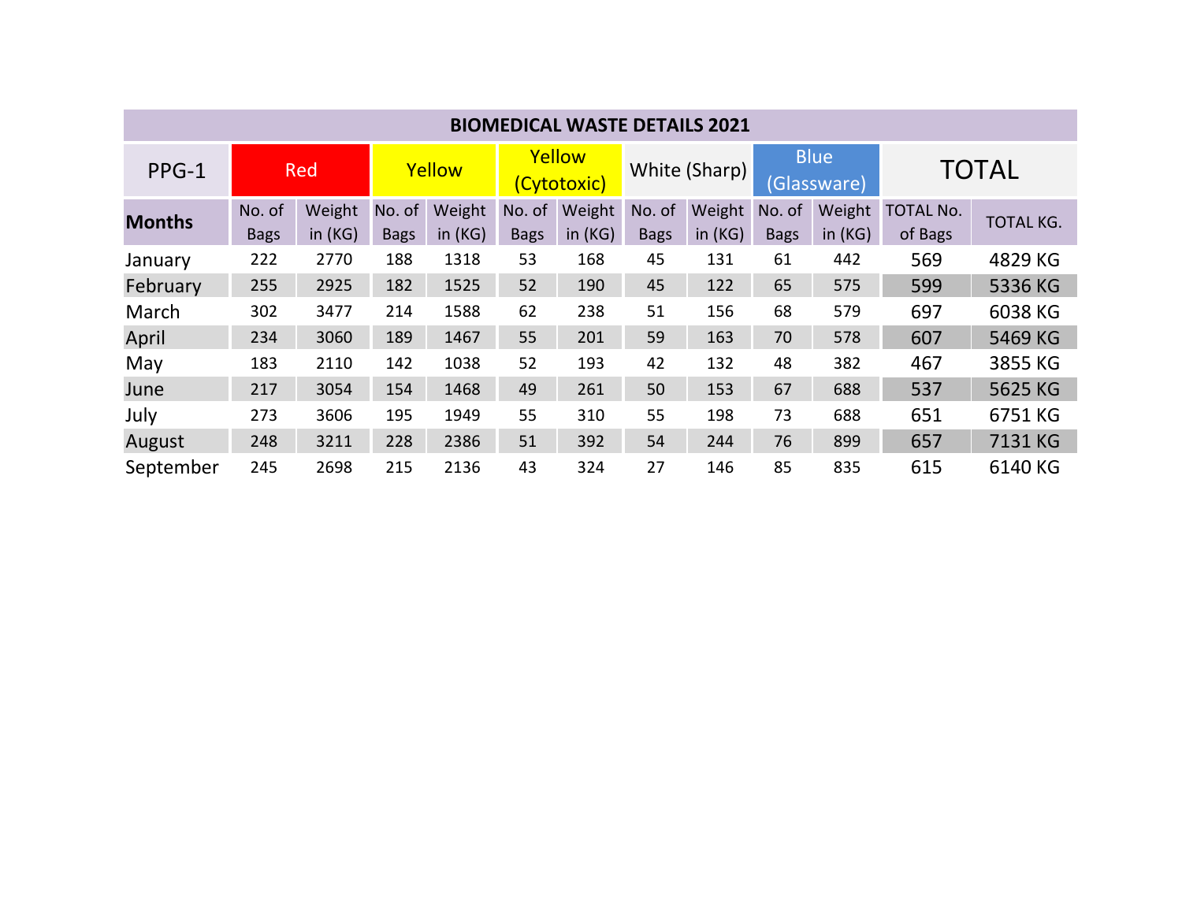| BIOMEDICAL WASTE DETAILS 2021 | | | | | | | | | | | | |
|---|---|---|---|---|---|---|---|---|---|---|---|---|
| PPG-1 | Red | | Yellow | | Yellow (Cytotoxic) | | White (Sharp) | | Blue (Glassware) | | TOTAL | |
| **Months** | No. of Bags | Weight in (KG) | No. of Bags | Weight in (KG) | No. of Bags | Weight in (KG) | No. of Bags | Weight in (KG) | No. of Bags | Weight in (KG) | TOTAL No. of Bags | TOTAL KG. |
| January | 222 | 2770 | 188 | 1318 | 53 | 168 | 45 | 131 | 61 | 442 | 569 | 4829 KG |
| February | 255 | 2925 | 182 | 1525 | 52 | 190 | 45 | 122 | 65 | 575 | 599 | 5336 KG |
| March | 302 | 3477 | 214 | 1588 | 62 | 238 | 51 | 156 | 68 | 579 | 697 | 6038 KG |
| April | 234 | 3060 | 189 | 1467 | 55 | 201 | 59 | 163 | 70 | 578 | 607 | 5469 KG |
| May | 183 | 2110 | 142 | 1038 | 52 | 193 | 42 | 132 | 48 | 382 | 467 | 3855 KG |
| June | 217 | 3054 | 154 | 1468 | 49 | 261 | 50 | 153 | 67 | 688 | 537 | 5625 KG |
| July | 273 | 3606 | 195 | 1949 | 55 | 310 | 55 | 198 | 73 | 688 | 651 | 6751 KG |
| August | 248 | 3211 | 228 | 2386 | 51 | 392 | 54 | 244 | 76 | 899 | 657 | 7131 KG |
| September | 245 | 2698 | 215 | 2136 | 43 | 324 | 27 | 146 | 85 | 835 | 615 | 6140 KG |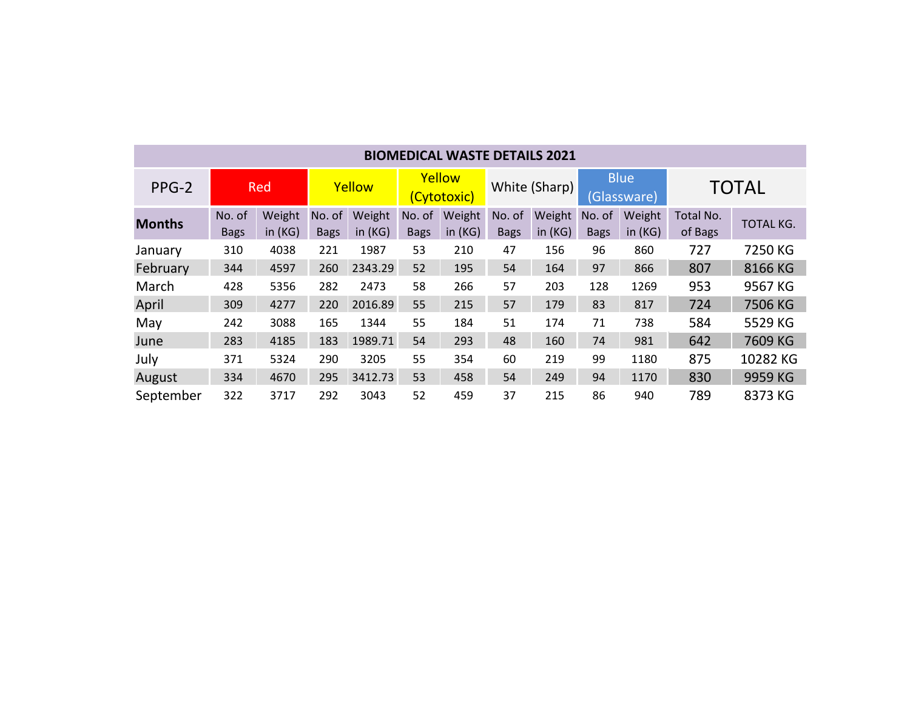| BIOMEDICAL WASTE DETAILS 2021 | | | | | | | | | | | | |
|---|---|---|---|---|---|---|---|---|---|---|---|---|
| PPG-2 | Red | | Yellow | | Yellow (Cytotoxic) | | White (Sharp) | | Blue (Glassware) | | TOTAL | |
| **Months** | No. of Bags | Weight in (KG) | No. of Bags | Weight in (KG) | No. of Bags | Weight in (KG) | No. of Bags | Weight in (KG) | No. of Bags | Weight in (KG) | Total No. of Bags | TOTAL KG. |
| January | 310 | 4038 | 221 | 1987 | 53 | 210 | 47 | 156 | 96 | 860 | 727 | 7250 KG |
| February | 344 | 4597 | 260 | 2343.29 | 52 | 195 | 54 | 164 | 97 | 866 | 807 | 8166 KG |
| March | 428 | 5356 | 282 | 2473 | 58 | 266 | 57 | 203 | 128 | 1269 | 953 | 9567 KG |
| April | 309 | 4277 | 220 | 2016.89 | 55 | 215 | 57 | 179 | 83 | 817 | 724 | 7506 KG |
| May | 242 | 3088 | 165 | 1344 | 55 | 184 | 51 | 174 | 71 | 738 | 584 | 5529 KG |
| June | 283 | 4185 | 183 | 1989.71 | 54 | 293 | 48 | 160 | 74 | 981 | 642 | 7609 KG |
| July | 371 | 5324 | 290 | 3205 | 55 | 354 | 60 | 219 | 99 | 1180 | 875 | 10282 KG |
| August | 334 | 4670 | 295 | 3412.73 | 53 | 458 | 54 | 249 | 94 | 1170 | 830 | 9959 KG |
| September | 322 | 3717 | 292 | 3043 | 52 | 459 | 37 | 215 | 86 | 940 | 789 | 8373 KG |